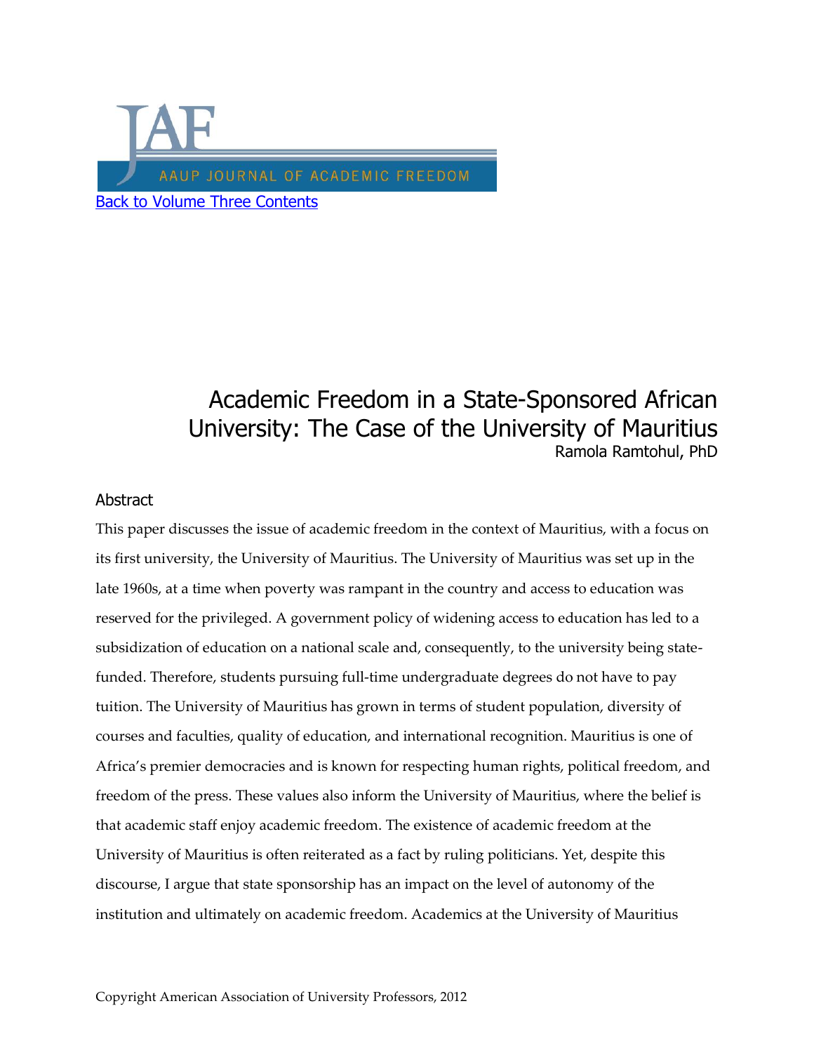Back to Volume Three Contents

# Academic Freedom in a State-Sponsored African University: The Case of the University of Mauritius

Ramola Ramtohul, PhD

## Abstract

This paper discusses the issue of academic freedom in the context of Mauritius, with a focus on its first university, the University of Mauritius. The University of Mauritius was set up in the late 1960s, at a time when poverty was rampant in the country and access to education was reserved for the privileged. A government policy of widening access to education has led to a subsidization of education on a national scale and, consequently, to the university being state-funded. Therefore, students pursuing full-time undergraduate degrees do not have to pay tuition. The University of Mauritius has grown in terms of student population, diversity of courses and faculties, quality of education, and international recognition. Mauritius is one of Africa's premier democracies and is known for respecting human rights, political freedom, and freedom of the press. These values also inform the University of Mauritius, where the belief is that academic staff enjoy academic freedom. The existence of academic freedom at the University of Mauritius is often reiterated as a fact by ruling politicians. Yet, despite this discourse, I argue that state sponsorship has an impact on the level of autonomy of the institution and ultimately on academic freedom. Academics at the University of Mauritius

Copyright American Association of University Professors, 2012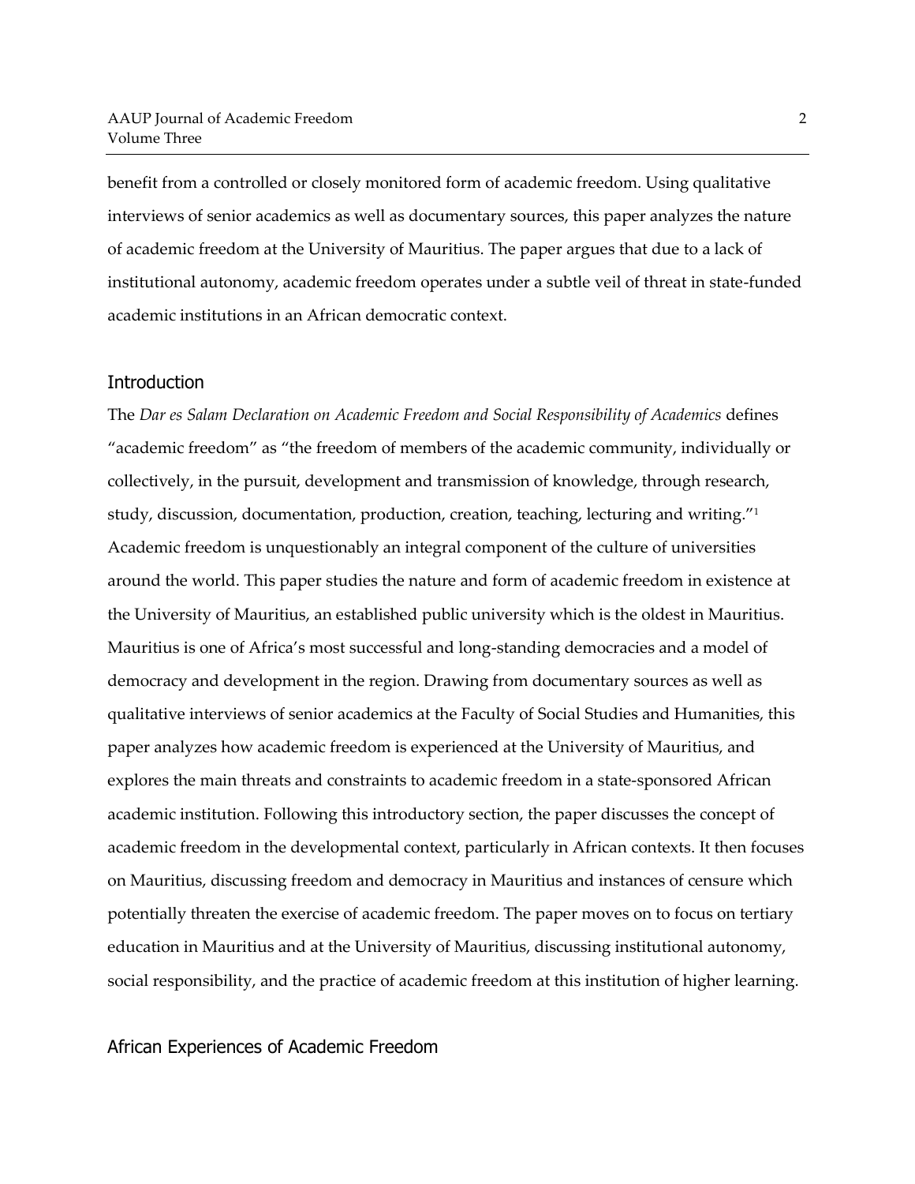benefit from a controlled or closely monitored form of academic freedom. Using qualitative interviews of senior academics as well as documentary sources, this paper analyzes the nature of academic freedom at the University of Mauritius. The paper argues that due to a lack of institutional autonomy, academic freedom operates under a subtle veil of threat in state-funded academic institutions in an African democratic context.

## Introduction

The *Dar es Salam Declaration on Academic Freedom and Social Responsibility of Academics* defines "academic freedom" as "the freedom of members of the academic community, individually or collectively, in the pursuit, development and transmission of knowledge, through research, study, discussion, documentation, production, creation, teaching, lecturing and writing."[1] Academic freedom is unquestionably an integral component of the culture of universities around the world. This paper studies the nature and form of academic freedom in existence at the University of Mauritius, an established public university which is the oldest in Mauritius. Mauritius is one of Africa's most successful and long-standing democracies and a model of democracy and development in the region. Drawing from documentary sources as well as qualitative interviews of senior academics at the Faculty of Social Studies and Humanities, this paper analyzes how academic freedom is experienced at the University of Mauritius, and explores the main threats and constraints to academic freedom in a state-sponsored African academic institution. Following this introductory section, the paper discusses the concept of academic freedom in the developmental context, particularly in African contexts. It then focuses on Mauritius, discussing freedom and democracy in Mauritius and instances of censure which potentially threaten the exercise of academic freedom. The paper moves on to focus on tertiary education in Mauritius and at the University of Mauritius, discussing institutional autonomy, social responsibility, and the practice of academic freedom at this institution of higher learning.

## African Experiences of Academic Freedom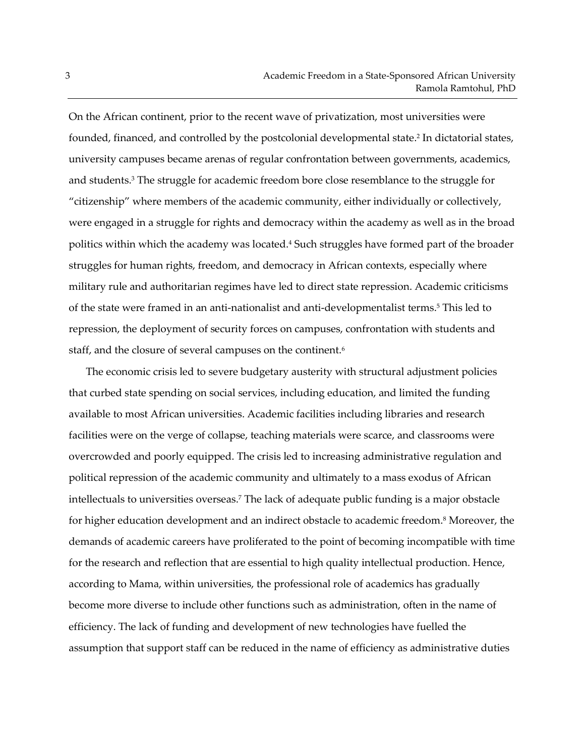On the African continent, prior to the recent wave of privatization, most universities were founded, financed, and controlled by the postcolonial developmental state.[2] In dictatorial states, university campuses became arenas of regular confrontation between governments, academics, and students.[3] The struggle for academic freedom bore close resemblance to the struggle for "citizenship" where members of the academic community, either individually or collectively, were engaged in a struggle for rights and democracy within the academy as well as in the broad politics within which the academy was located.[4] Such struggles have formed part of the broader struggles for human rights, freedom, and democracy in African contexts, especially where military rule and authoritarian regimes have led to direct state repression. Academic criticisms of the state were framed in an anti-nationalist and anti-developmentalist terms.[5] This led to repression, the deployment of security forces on campuses, confrontation with students and staff, and the closure of several campuses on the continent.[6]

The economic crisis led to severe budgetary austerity with structural adjustment policies that curbed state spending on social services, including education, and limited the funding available to most African universities. Academic facilities including libraries and research facilities were on the verge of collapse, teaching materials were scarce, and classrooms were overcrowded and poorly equipped. The crisis led to increasing administrative regulation and political repression of the academic community and ultimately to a mass exodus of African intellectuals to universities overseas.[7] The lack of adequate public funding is a major obstacle for higher education development and an indirect obstacle to academic freedom.[8] Moreover, the demands of academic careers have proliferated to the point of becoming incompatible with time for the research and reflection that are essential to high quality intellectual production. Hence, according to Mama, within universities, the professional role of academics has gradually become more diverse to include other functions such as administration, often in the name of efficiency. The lack of funding and development of new technologies have fuelled the assumption that support staff can be reduced in the name of efficiency as administrative duties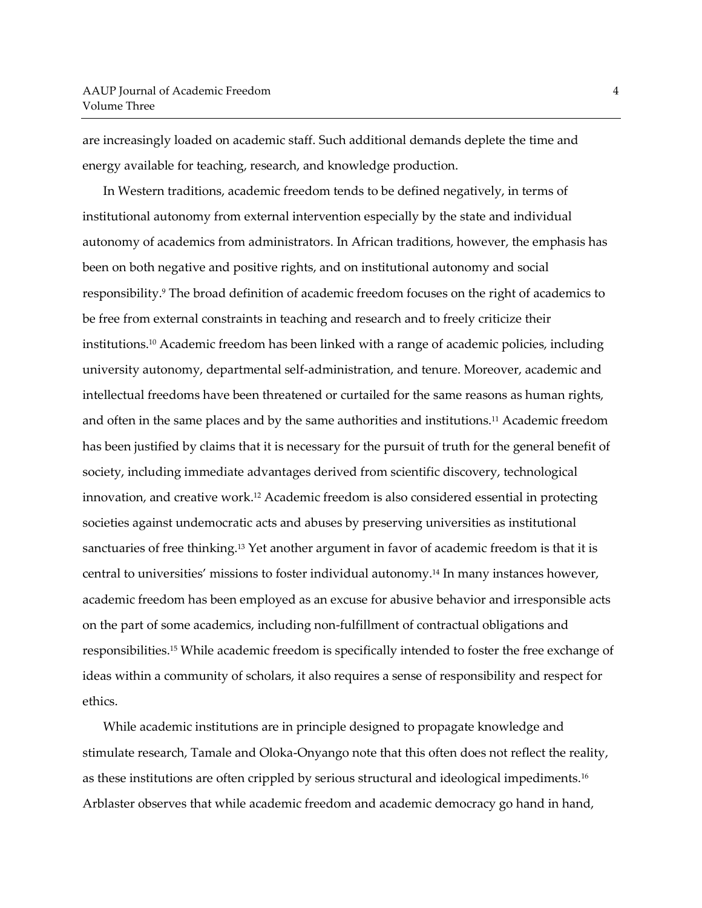are increasingly loaded on academic staff. Such additional demands deplete the time and energy available for teaching, research, and knowledge production.

In Western traditions, academic freedom tends to be defined negatively, in terms of institutional autonomy from external intervention especially by the state and individual autonomy of academics from administrators. In African traditions, however, the emphasis has been on both negative and positive rights, and on institutional autonomy and social responsibility.[9] The broad definition of academic freedom focuses on the right of academics to be free from external constraints in teaching and research and to freely criticize their institutions.[10] Academic freedom has been linked with a range of academic policies, including university autonomy, departmental self-administration, and tenure. Moreover, academic and intellectual freedoms have been threatened or curtailed for the same reasons as human rights, and often in the same places and by the same authorities and institutions.[11] Academic freedom has been justified by claims that it is necessary for the pursuit of truth for the general benefit of society, including immediate advantages derived from scientific discovery, technological innovation, and creative work.[12] Academic freedom is also considered essential in protecting societies against undemocratic acts and abuses by preserving universities as institutional sanctuaries of free thinking.[13] Yet another argument in favor of academic freedom is that it is central to universities' missions to foster individual autonomy.[14] In many instances however, academic freedom has been employed as an excuse for abusive behavior and irresponsible acts on the part of some academics, including non-fulfillment of contractual obligations and responsibilities.[15] While academic freedom is specifically intended to foster the free exchange of ideas within a community of scholars, it also requires a sense of responsibility and respect for ethics.

While academic institutions are in principle designed to propagate knowledge and stimulate research, Tamale and Oloka-Onyango note that this often does not reflect the reality, as these institutions are often crippled by serious structural and ideological impediments.[16] Arblaster observes that while academic freedom and academic democracy go hand in hand,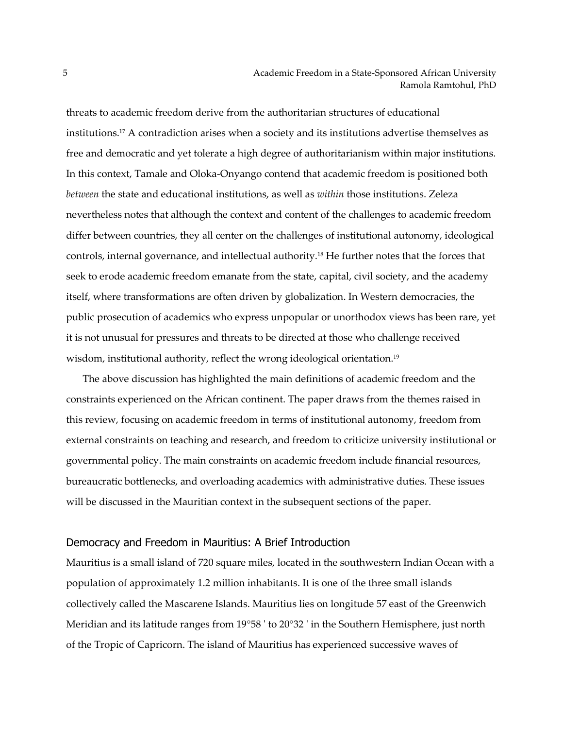threats to academic freedom derive from the authoritarian structures of educational institutions.[17] A contradiction arises when a society and its institutions advertise themselves as free and democratic and yet tolerate a high degree of authoritarianism within major institutions. In this context, Tamale and Oloka-Onyango contend that academic freedom is positioned both *between* the state and educational institutions, as well as *within* those institutions. Zeleza nevertheless notes that although the context and content of the challenges to academic freedom differ between countries, they all center on the challenges of institutional autonomy, ideological controls, internal governance, and intellectual authority.[18] He further notes that the forces that seek to erode academic freedom emanate from the state, capital, civil society, and the academy itself, where transformations are often driven by globalization. In Western democracies, the public prosecution of academics who express unpopular or unorthodox views has been rare, yet it is not unusual for pressures and threats to be directed at those who challenge received wisdom, institutional authority, reflect the wrong ideological orientation.[19]

The above discussion has highlighted the main definitions of academic freedom and the constraints experienced on the African continent. The paper draws from the themes raised in this review, focusing on academic freedom in terms of institutional autonomy, freedom from external constraints on teaching and research, and freedom to criticize university institutional or governmental policy. The main constraints on academic freedom include financial resources, bureaucratic bottlenecks, and overloading academics with administrative duties. These issues will be discussed in the Mauritian context in the subsequent sections of the paper.

## Democracy and Freedom in Mauritius: A Brief Introduction

Mauritius is a small island of 720 square miles, located in the southwestern Indian Ocean with a population of approximately 1.2 million inhabitants. It is one of the three small islands collectively called the Mascarene Islands. Mauritius lies on longitude 57 east of the Greenwich Meridian and its latitude ranges from 19°58 ' to 20°32 ' in the Southern Hemisphere, just north of the Tropic of Capricorn. The island of Mauritius has experienced successive waves of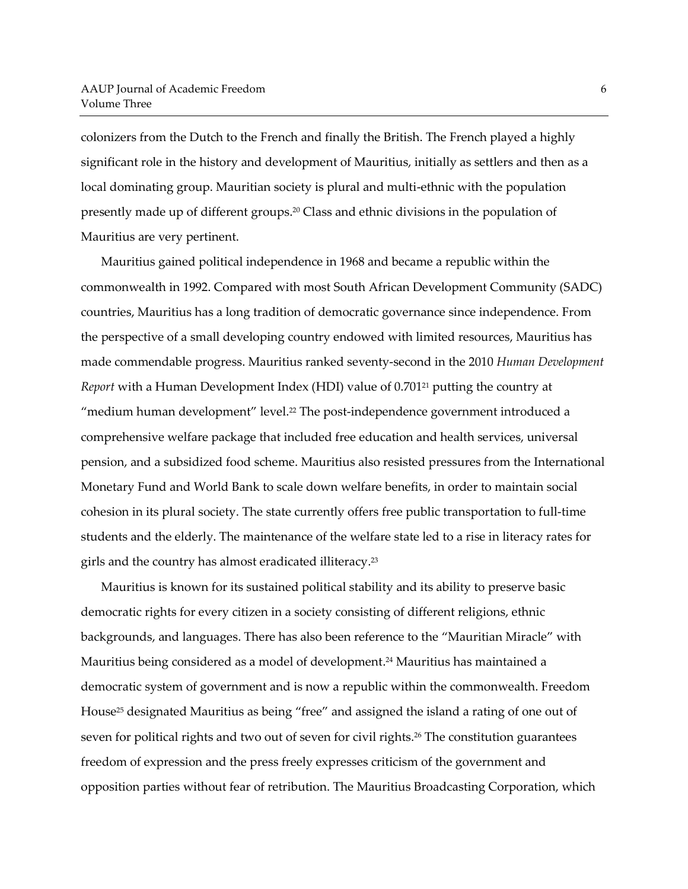colonizers from the Dutch to the French and finally the British. The French played a highly significant role in the history and development of Mauritius, initially as settlers and then as a local dominating group. Mauritian society is plural and multi-ethnic with the population presently made up of different groups.[20] Class and ethnic divisions in the population of Mauritius are very pertinent.

Mauritius gained political independence in 1968 and became a republic within the commonwealth in 1992. Compared with most South African Development Community (SADC) countries, Mauritius has a long tradition of democratic governance since independence. From the perspective of a small developing country endowed with limited resources, Mauritius has made commendable progress. Mauritius ranked seventy-second in the 2010 *Human Development Report* with a Human Development Index (HDI) value of 0.701[21] putting the country at "medium human development" level.[22] The post-independence government introduced a comprehensive welfare package that included free education and health services, universal pension, and a subsidized food scheme. Mauritius also resisted pressures from the International Monetary Fund and World Bank to scale down welfare benefits, in order to maintain social cohesion in its plural society. The state currently offers free public transportation to full-time students and the elderly. The maintenance of the welfare state led to a rise in literacy rates for girls and the country has almost eradicated illiteracy.[23]

Mauritius is known for its sustained political stability and its ability to preserve basic democratic rights for every citizen in a society consisting of different religions, ethnic backgrounds, and languages. There has also been reference to the "Mauritian Miracle" with Mauritius being considered as a model of development.[24] Mauritius has maintained a democratic system of government and is now a republic within the commonwealth. Freedom House[25] designated Mauritius as being "free" and assigned the island a rating of one out of seven for political rights and two out of seven for civil rights.[26] The constitution guarantees freedom of expression and the press freely expresses criticism of the government and opposition parties without fear of retribution. The Mauritius Broadcasting Corporation, which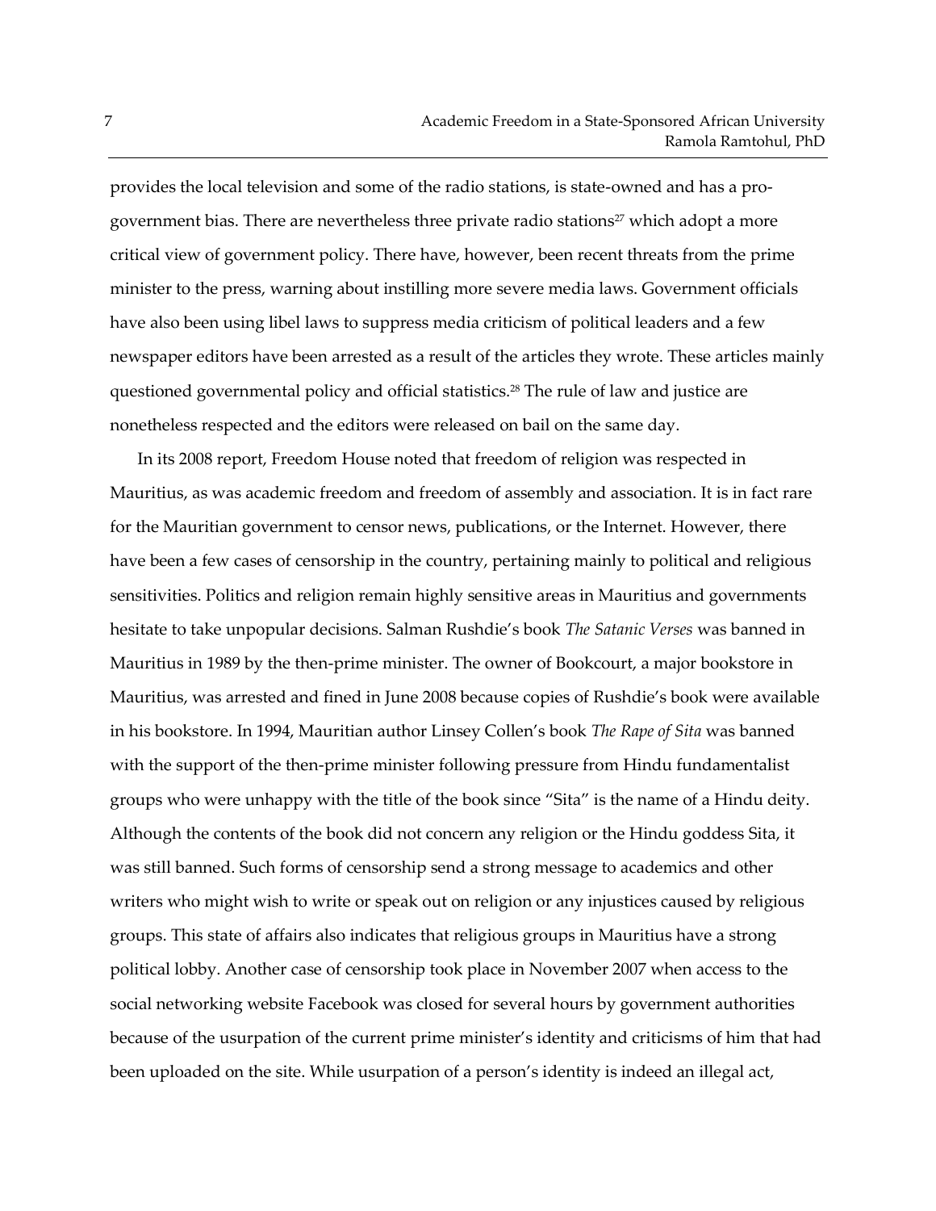provides the local television and some of the radio stations, is state-owned and has a pro-government bias. There are nevertheless three private radio stations[27] which adopt a more critical view of government policy. There have, however, been recent threats from the prime minister to the press, warning about instilling more severe media laws. Government officials have also been using libel laws to suppress media criticism of political leaders and a few newspaper editors have been arrested as a result of the articles they wrote. These articles mainly questioned governmental policy and official statistics.[28] The rule of law and justice are nonetheless respected and the editors were released on bail on the same day.

In its 2008 report, Freedom House noted that freedom of religion was respected in Mauritius, as was academic freedom and freedom of assembly and association. It is in fact rare for the Mauritian government to censor news, publications, or the Internet. However, there have been a few cases of censorship in the country, pertaining mainly to political and religious sensitivities. Politics and religion remain highly sensitive areas in Mauritius and governments hesitate to take unpopular decisions. Salman Rushdie's book *The Satanic Verses* was banned in Mauritius in 1989 by the then-prime minister. The owner of Bookcourt, a major bookstore in Mauritius, was arrested and fined in June 2008 because copies of Rushdie's book were available in his bookstore. In 1994, Mauritian author Linsey Collen's book *The Rape of Sita* was banned with the support of the then-prime minister following pressure from Hindu fundamentalist groups who were unhappy with the title of the book since "Sita" is the name of a Hindu deity. Although the contents of the book did not concern any religion or the Hindu goddess Sita, it was still banned. Such forms of censorship send a strong message to academics and other writers who might wish to write or speak out on religion or any injustices caused by religious groups. This state of affairs also indicates that religious groups in Mauritius have a strong political lobby. Another case of censorship took place in November 2007 when access to the social networking website Facebook was closed for several hours by government authorities because of the usurpation of the current prime minister's identity and criticisms of him that had been uploaded on the site. While usurpation of a person's identity is indeed an illegal act,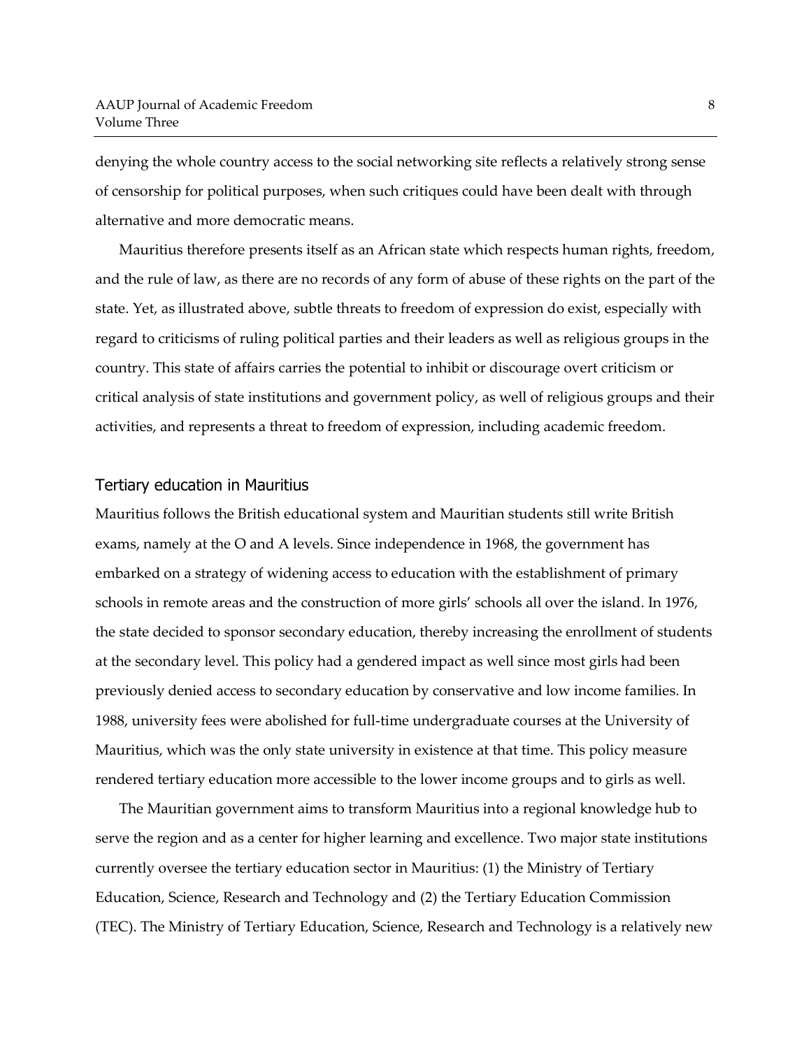denying the whole country access to the social networking site reflects a relatively strong sense of censorship for political purposes, when such critiques could have been dealt with through alternative and more democratic means.

Mauritius therefore presents itself as an African state which respects human rights, freedom, and the rule of law, as there are no records of any form of abuse of these rights on the part of the state. Yet, as illustrated above, subtle threats to freedom of expression do exist, especially with regard to criticisms of ruling political parties and their leaders as well as religious groups in the country. This state of affairs carries the potential to inhibit or discourage overt criticism or critical analysis of state institutions and government policy, as well of religious groups and their activities, and represents a threat to freedom of expression, including academic freedom.

## Tertiary education in Mauritius

Mauritius follows the British educational system and Mauritian students still write British exams, namely at the O and A levels. Since independence in 1968, the government has embarked on a strategy of widening access to education with the establishment of primary schools in remote areas and the construction of more girls' schools all over the island. In 1976, the state decided to sponsor secondary education, thereby increasing the enrollment of students at the secondary level. This policy had a gendered impact as well since most girls had been previously denied access to secondary education by conservative and low income families. In 1988, university fees were abolished for full-time undergraduate courses at the University of Mauritius, which was the only state university in existence at that time. This policy measure rendered tertiary education more accessible to the lower income groups and to girls as well.

The Mauritian government aims to transform Mauritius into a regional knowledge hub to serve the region and as a center for higher learning and excellence. Two major state institutions currently oversee the tertiary education sector in Mauritius: (1) the Ministry of Tertiary Education, Science, Research and Technology and (2) the Tertiary Education Commission (TEC). The Ministry of Tertiary Education, Science, Research and Technology is a relatively new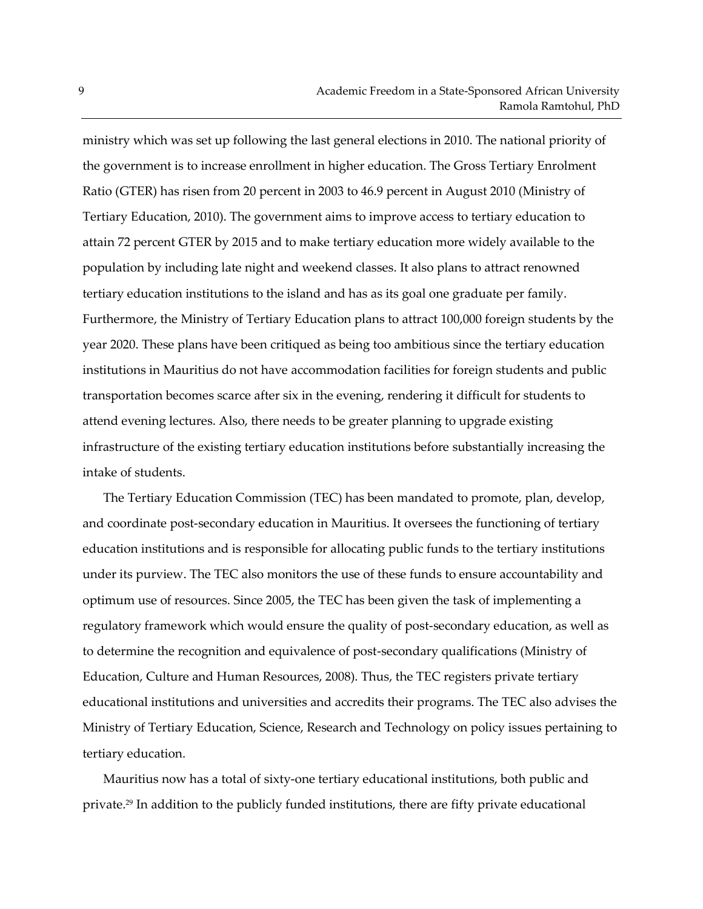ministry which was set up following the last general elections in 2010. The national priority of the government is to increase enrollment in higher education. The Gross Tertiary Enrolment Ratio (GTER) has risen from 20 percent in 2003 to 46.9 percent in August 2010 (Ministry of Tertiary Education, 2010). The government aims to improve access to tertiary education to attain 72 percent GTER by 2015 and to make tertiary education more widely available to the population by including late night and weekend classes. It also plans to attract renowned tertiary education institutions to the island and has as its goal one graduate per family. Furthermore, the Ministry of Tertiary Education plans to attract 100,000 foreign students by the year 2020. These plans have been critiqued as being too ambitious since the tertiary education institutions in Mauritius do not have accommodation facilities for foreign students and public transportation becomes scarce after six in the evening, rendering it difficult for students to attend evening lectures. Also, there needs to be greater planning to upgrade existing infrastructure of the existing tertiary education institutions before substantially increasing the intake of students.

The Tertiary Education Commission (TEC) has been mandated to promote, plan, develop, and coordinate post-secondary education in Mauritius. It oversees the functioning of tertiary education institutions and is responsible for allocating public funds to the tertiary institutions under its purview. The TEC also monitors the use of these funds to ensure accountability and optimum use of resources. Since 2005, the TEC has been given the task of implementing a regulatory framework which would ensure the quality of post-secondary education, as well as to determine the recognition and equivalence of post-secondary qualifications (Ministry of Education, Culture and Human Resources, 2008). Thus, the TEC registers private tertiary educational institutions and universities and accredits their programs. The TEC also advises the Ministry of Tertiary Education, Science, Research and Technology on policy issues pertaining to tertiary education.

Mauritius now has a total of sixty-one tertiary educational institutions, both public and private.[29] In addition to the publicly funded institutions, there are fifty private educational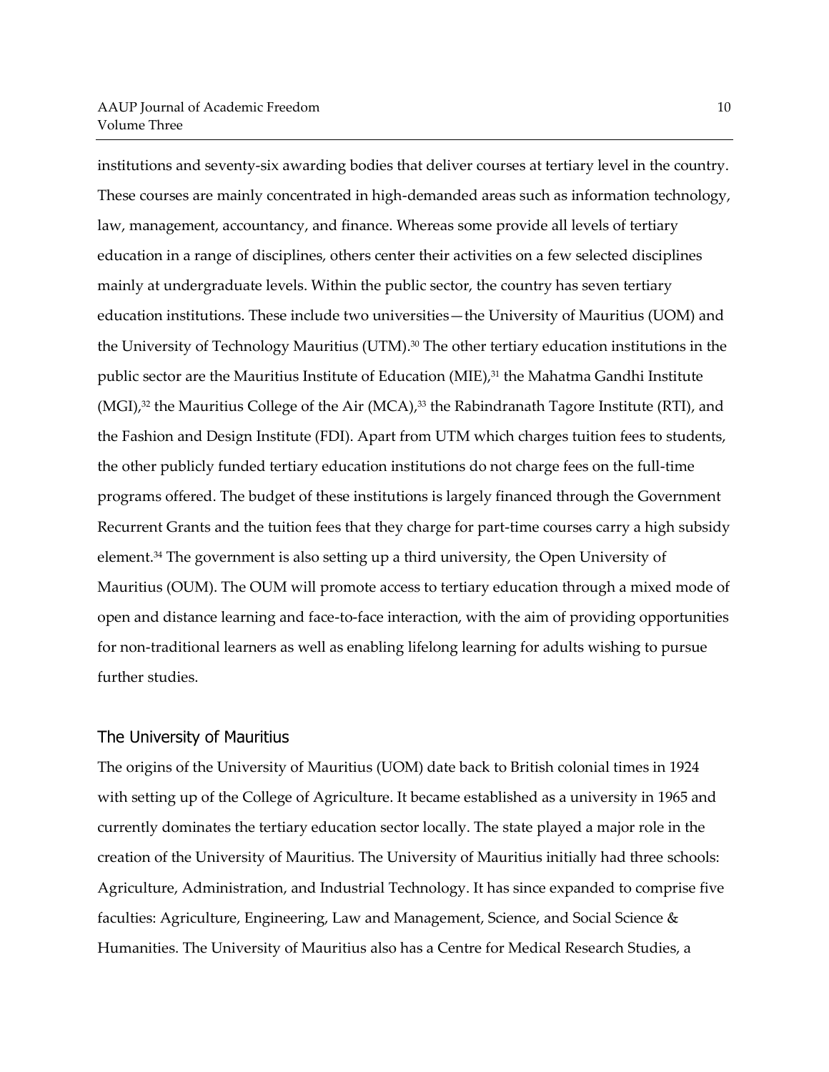institutions and seventy-six awarding bodies that deliver courses at tertiary level in the country. These courses are mainly concentrated in high-demanded areas such as information technology, law, management, accountancy, and finance. Whereas some provide all levels of tertiary education in a range of disciplines, others center their activities on a few selected disciplines mainly at undergraduate levels. Within the public sector, the country has seven tertiary education institutions. These include two universities—the University of Mauritius (UOM) and the University of Technology Mauritius (UTM).[30] The other tertiary education institutions in the public sector are the Mauritius Institute of Education (MIE),[31] the Mahatma Gandhi Institute (MGI),[32] the Mauritius College of the Air (MCA),[33] the Rabindranath Tagore Institute (RTI), and the Fashion and Design Institute (FDI). Apart from UTM which charges tuition fees to students, the other publicly funded tertiary education institutions do not charge fees on the full-time programs offered. The budget of these institutions is largely financed through the Government Recurrent Grants and the tuition fees that they charge for part-time courses carry a high subsidy element.[34] The government is also setting up a third university, the Open University of Mauritius (OUM). The OUM will promote access to tertiary education through a mixed mode of open and distance learning and face-to-face interaction, with the aim of providing opportunities for non-traditional learners as well as enabling lifelong learning for adults wishing to pursue further studies.

## The University of Mauritius

The origins of the University of Mauritius (UOM) date back to British colonial times in 1924 with setting up of the College of Agriculture. It became established as a university in 1965 and currently dominates the tertiary education sector locally. The state played a major role in the creation of the University of Mauritius. The University of Mauritius initially had three schools: Agriculture, Administration, and Industrial Technology. It has since expanded to comprise five faculties: Agriculture, Engineering, Law and Management, Science, and Social Science & Humanities. The University of Mauritius also has a Centre for Medical Research Studies, a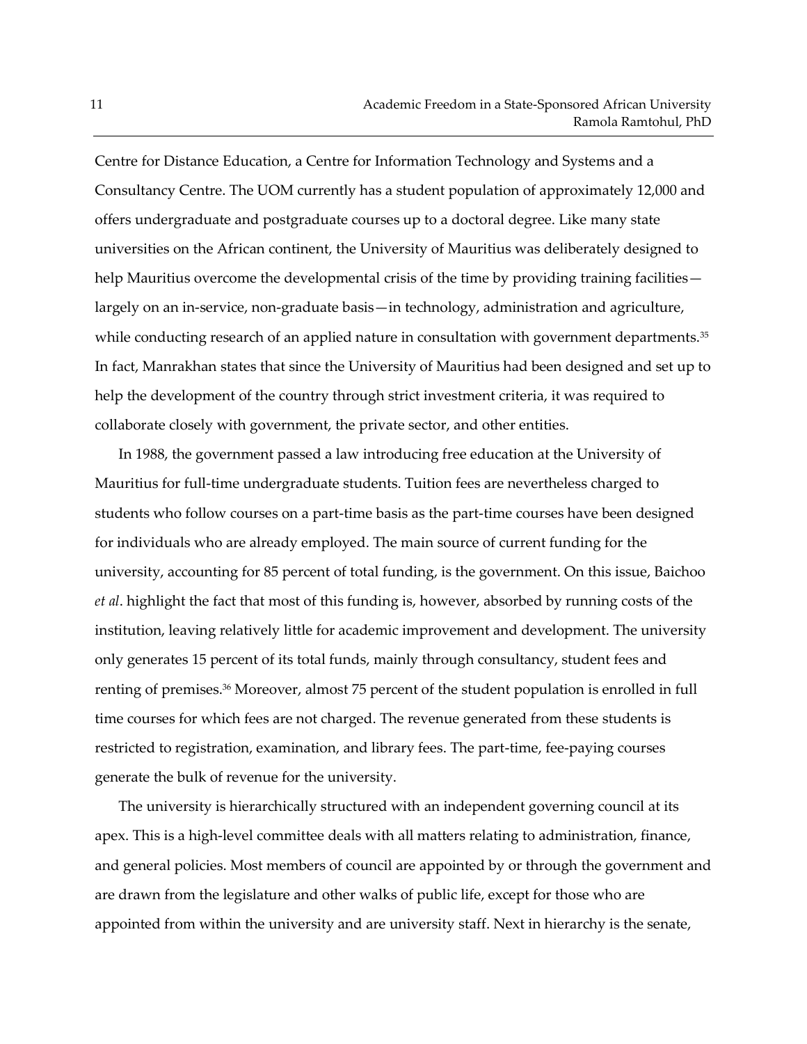Centre for Distance Education, a Centre for Information Technology and Systems and a Consultancy Centre. The UOM currently has a student population of approximately 12,000 and offers undergraduate and postgraduate courses up to a doctoral degree. Like many state universities on the African continent, the University of Mauritius was deliberately designed to help Mauritius overcome the developmental crisis of the time by providing training facilities—largely on an in-service, non-graduate basis—in technology, administration and agriculture, while conducting research of an applied nature in consultation with government departments.[35] In fact, Manrakhan states that since the University of Mauritius had been designed and set up to help the development of the country through strict investment criteria, it was required to collaborate closely with government, the private sector, and other entities.

In 1988, the government passed a law introducing free education at the University of Mauritius for full-time undergraduate students. Tuition fees are nevertheless charged to students who follow courses on a part-time basis as the part-time courses have been designed for individuals who are already employed. The main source of current funding for the university, accounting for 85 percent of total funding, is the government. On this issue, Baichoo *et al*. highlight the fact that most of this funding is, however, absorbed by running costs of the institution, leaving relatively little for academic improvement and development. The university only generates 15 percent of its total funds, mainly through consultancy, student fees and renting of premises.[36] Moreover, almost 75 percent of the student population is enrolled in full time courses for which fees are not charged. The revenue generated from these students is restricted to registration, examination, and library fees. The part-time, fee-paying courses generate the bulk of revenue for the university.

The university is hierarchically structured with an independent governing council at its apex. This is a high-level committee deals with all matters relating to administration, finance, and general policies. Most members of council are appointed by or through the government and are drawn from the legislature and other walks of public life, except for those who are appointed from within the university and are university staff. Next in hierarchy is the senate,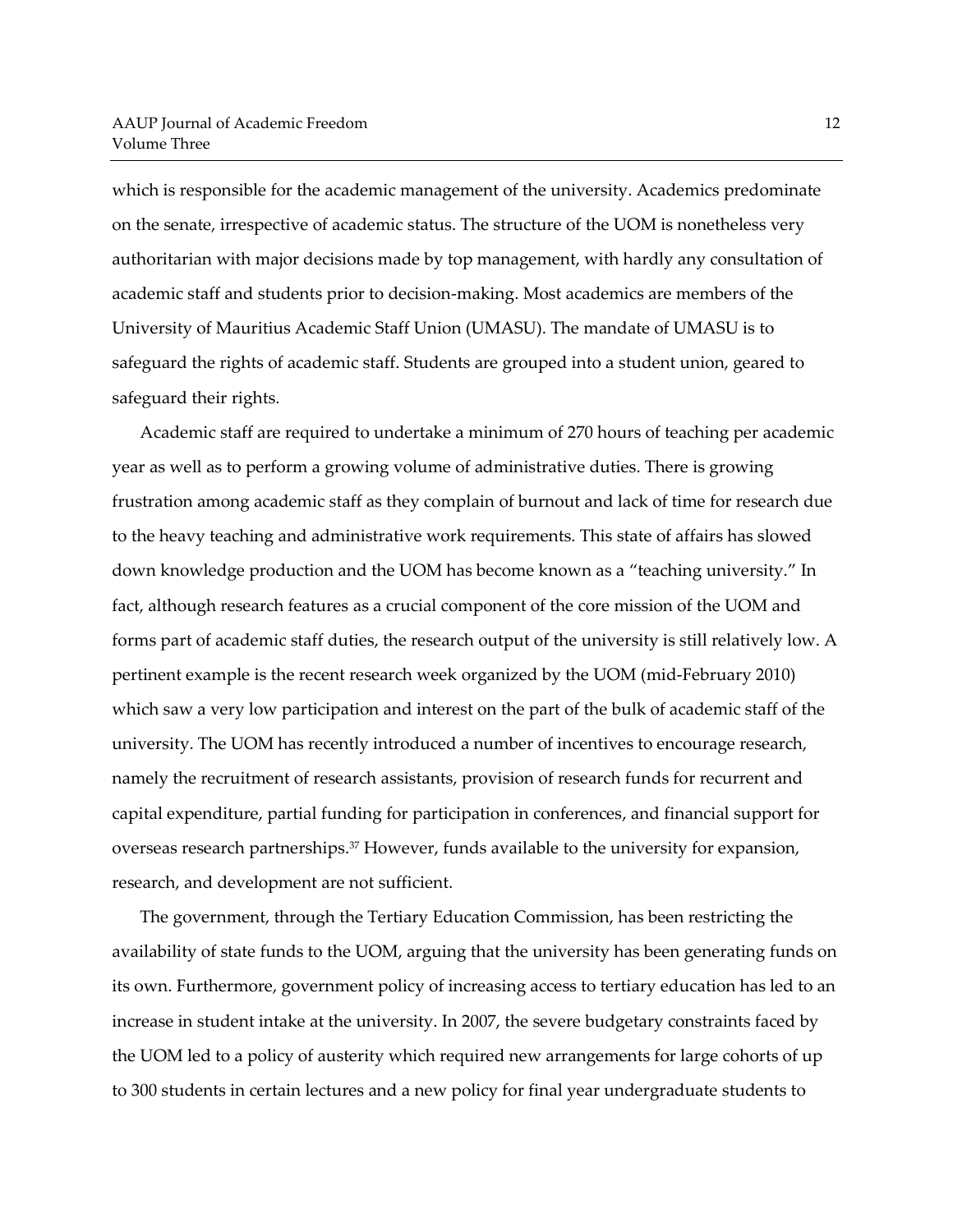which is responsible for the academic management of the university. Academics predominate on the senate, irrespective of academic status. The structure of the UOM is nonetheless very authoritarian with major decisions made by top management, with hardly any consultation of academic staff and students prior to decision-making. Most academics are members of the University of Mauritius Academic Staff Union (UMASU). The mandate of UMASU is to safeguard the rights of academic staff. Students are grouped into a student union, geared to safeguard their rights.

Academic staff are required to undertake a minimum of 270 hours of teaching per academic year as well as to perform a growing volume of administrative duties. There is growing frustration among academic staff as they complain of burnout and lack of time for research due to the heavy teaching and administrative work requirements. This state of affairs has slowed down knowledge production and the UOM has become known as a "teaching university." In fact, although research features as a crucial component of the core mission of the UOM and forms part of academic staff duties, the research output of the university is still relatively low. A pertinent example is the recent research week organized by the UOM (mid-February 2010) which saw a very low participation and interest on the part of the bulk of academic staff of the university. The UOM has recently introduced a number of incentives to encourage research, namely the recruitment of research assistants, provision of research funds for recurrent and capital expenditure, partial funding for participation in conferences, and financial support for overseas research partnerships.[37] However, funds available to the university for expansion, research, and development are not sufficient.

The government, through the Tertiary Education Commission, has been restricting the availability of state funds to the UOM, arguing that the university has been generating funds on its own. Furthermore, government policy of increasing access to tertiary education has led to an increase in student intake at the university. In 2007, the severe budgetary constraints faced by the UOM led to a policy of austerity which required new arrangements for large cohorts of up to 300 students in certain lectures and a new policy for final year undergraduate students to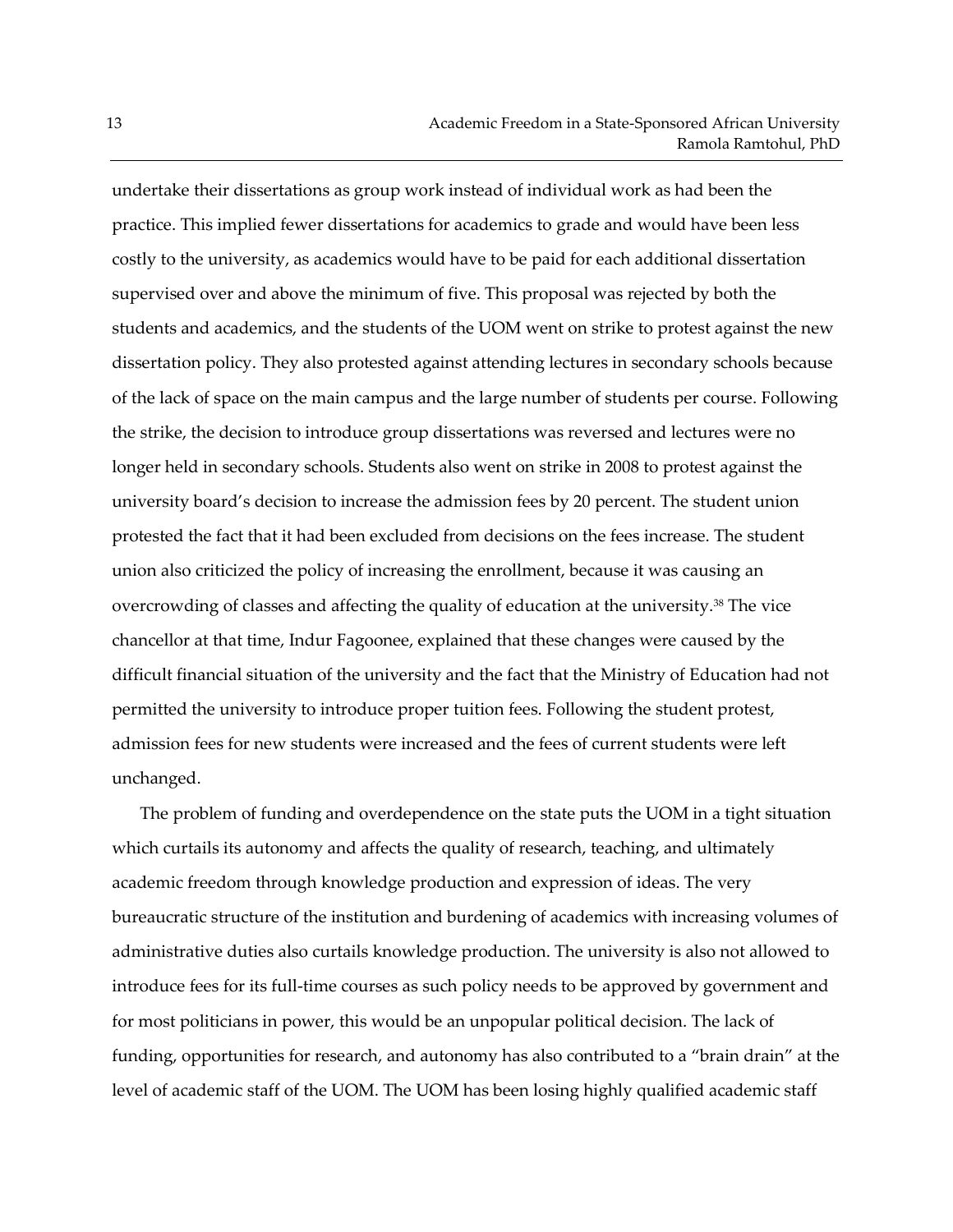undertake their dissertations as group work instead of individual work as had been the practice. This implied fewer dissertations for academics to grade and would have been less costly to the university, as academics would have to be paid for each additional dissertation supervised over and above the minimum of five. This proposal was rejected by both the students and academics, and the students of the UOM went on strike to protest against the new dissertation policy. They also protested against attending lectures in secondary schools because of the lack of space on the main campus and the large number of students per course. Following the strike, the decision to introduce group dissertations was reversed and lectures were no longer held in secondary schools. Students also went on strike in 2008 to protest against the university board's decision to increase the admission fees by 20 percent. The student union protested the fact that it had been excluded from decisions on the fees increase. The student union also criticized the policy of increasing the enrollment, because it was causing an overcrowding of classes and affecting the quality of education at the university.[38] The vice chancellor at that time, Indur Fagoonee, explained that these changes were caused by the difficult financial situation of the university and the fact that the Ministry of Education had not permitted the university to introduce proper tuition fees. Following the student protest, admission fees for new students were increased and the fees of current students were left unchanged.

The problem of funding and overdependence on the state puts the UOM in a tight situation which curtails its autonomy and affects the quality of research, teaching, and ultimately academic freedom through knowledge production and expression of ideas. The very bureaucratic structure of the institution and burdening of academics with increasing volumes of administrative duties also curtails knowledge production. The university is also not allowed to introduce fees for its full-time courses as such policy needs to be approved by government and for most politicians in power, this would be an unpopular political decision. The lack of funding, opportunities for research, and autonomy has also contributed to a "brain drain" at the level of academic staff of the UOM. The UOM has been losing highly qualified academic staff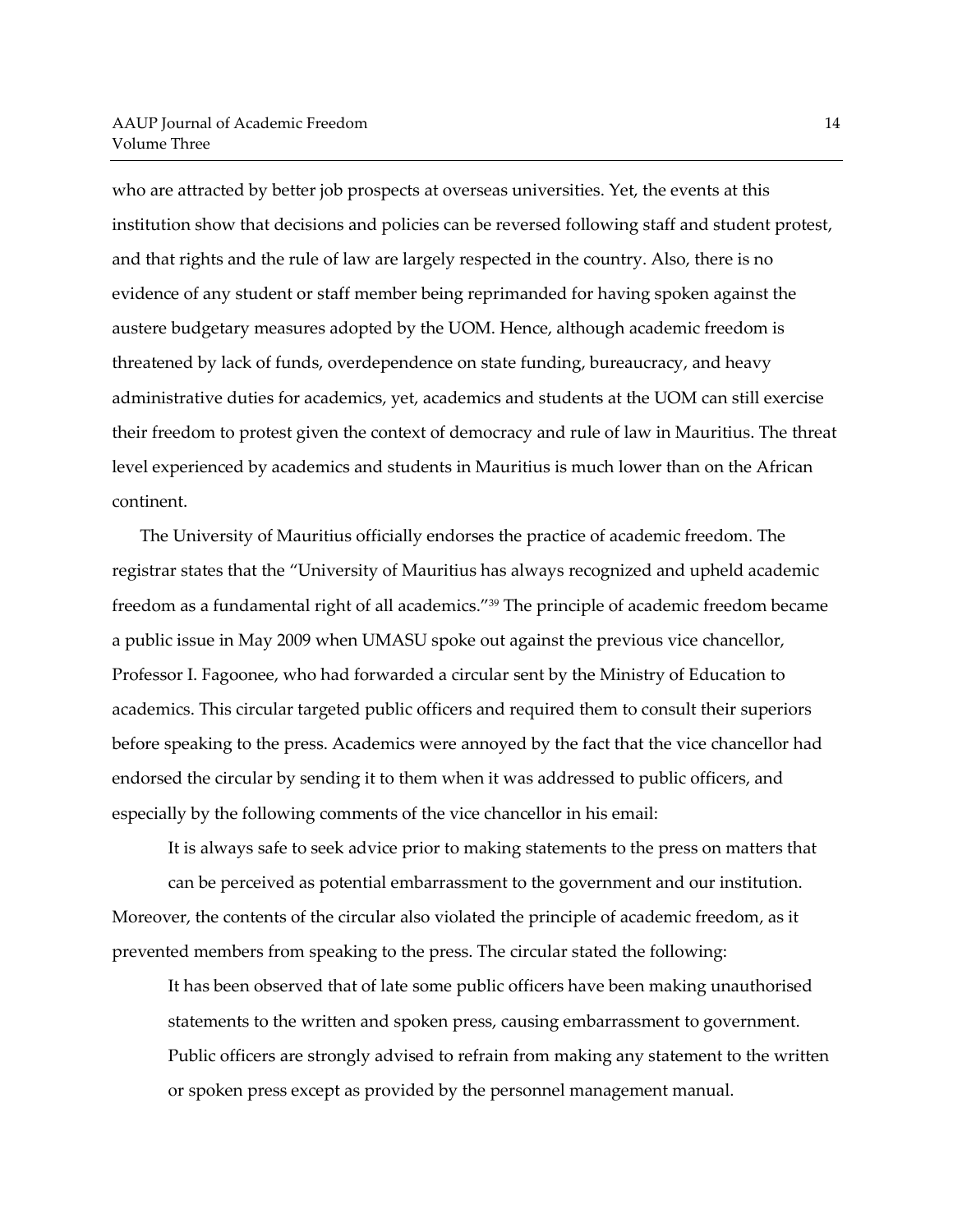who are attracted by better job prospects at overseas universities. Yet, the events at this institution show that decisions and policies can be reversed following staff and student protest, and that rights and the rule of law are largely respected in the country. Also, there is no evidence of any student or staff member being reprimanded for having spoken against the austere budgetary measures adopted by the UOM. Hence, although academic freedom is threatened by lack of funds, overdependence on state funding, bureaucracy, and heavy administrative duties for academics, yet, academics and students at the UOM can still exercise their freedom to protest given the context of democracy and rule of law in Mauritius. The threat level experienced by academics and students in Mauritius is much lower than on the African continent.

The University of Mauritius officially endorses the practice of academic freedom. The registrar states that the "University of Mauritius has always recognized and upheld academic freedom as a fundamental right of all academics."[39] The principle of academic freedom became a public issue in May 2009 when UMASU spoke out against the previous vice chancellor, Professor I. Fagoonee, who had forwarded a circular sent by the Ministry of Education to academics. This circular targeted public officers and required them to consult their superiors before speaking to the press. Academics were annoyed by the fact that the vice chancellor had endorsed the circular by sending it to them when it was addressed to public officers, and especially by the following comments of the vice chancellor in his email:

> It is always safe to seek advice prior to making statements to the press on matters that can be perceived as potential embarrassment to the government and our institution.

Moreover, the contents of the circular also violated the principle of academic freedom, as it prevented members from speaking to the press. The circular stated the following:

> It has been observed that of late some public officers have been making unauthorised statements to the written and spoken press, causing embarrassment to government. Public officers are strongly advised to refrain from making any statement to the written or spoken press except as provided by the personnel management manual.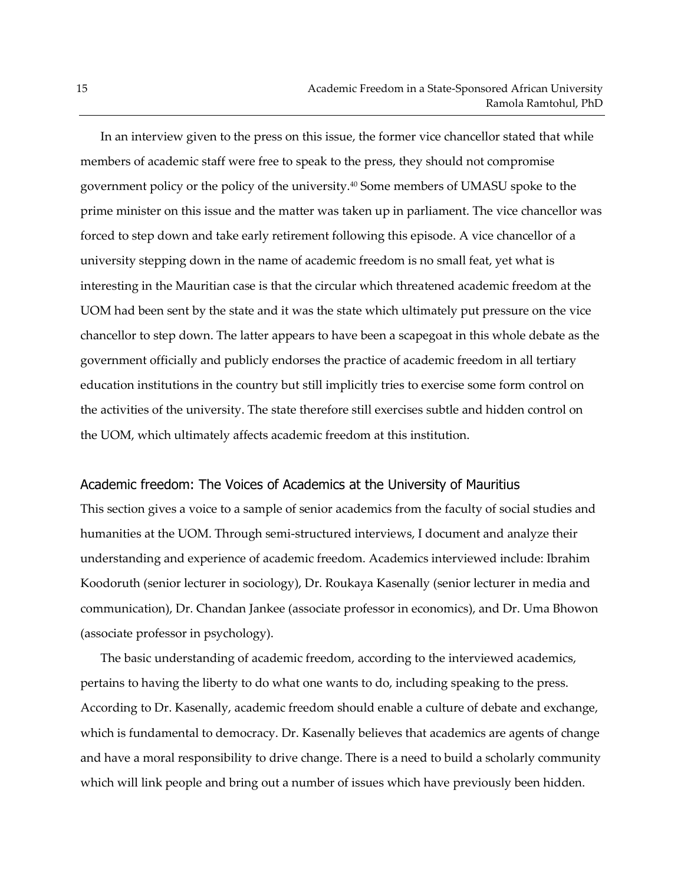In an interview given to the press on this issue, the former vice chancellor stated that while members of academic staff were free to speak to the press, they should not compromise government policy or the policy of the university.[40] Some members of UMASU spoke to the prime minister on this issue and the matter was taken up in parliament. The vice chancellor was forced to step down and take early retirement following this episode. A vice chancellor of a university stepping down in the name of academic freedom is no small feat, yet what is interesting in the Mauritian case is that the circular which threatened academic freedom at the UOM had been sent by the state and it was the state which ultimately put pressure on the vice chancellor to step down. The latter appears to have been a scapegoat in this whole debate as the government officially and publicly endorses the practice of academic freedom in all tertiary education institutions in the country but still implicitly tries to exercise some form control on the activities of the university. The state therefore still exercises subtle and hidden control on the UOM, which ultimately affects academic freedom at this institution.

## Academic freedom: The Voices of Academics at the University of Mauritius

This section gives a voice to a sample of senior academics from the faculty of social studies and humanities at the UOM. Through semi-structured interviews, I document and analyze their understanding and experience of academic freedom. Academics interviewed include: Ibrahim Koodoruth (senior lecturer in sociology), Dr. Roukaya Kasenally (senior lecturer in media and communication), Dr. Chandan Jankee (associate professor in economics), and Dr. Uma Bhowon (associate professor in psychology).

The basic understanding of academic freedom, according to the interviewed academics, pertains to having the liberty to do what one wants to do, including speaking to the press. According to Dr. Kasenally, academic freedom should enable a culture of debate and exchange, which is fundamental to democracy. Dr. Kasenally believes that academics are agents of change and have a moral responsibility to drive change. There is a need to build a scholarly community which will link people and bring out a number of issues which have previously been hidden.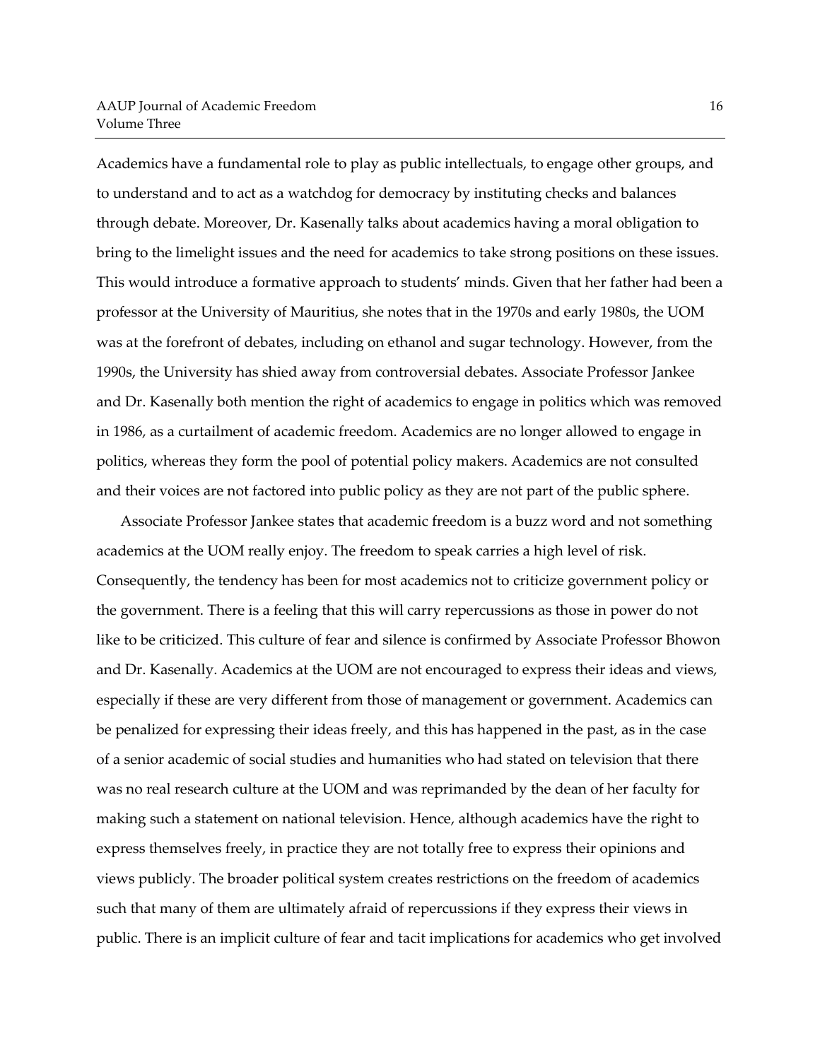Academics have a fundamental role to play as public intellectuals, to engage other groups, and to understand and to act as a watchdog for democracy by instituting checks and balances through debate. Moreover, Dr. Kasenally talks about academics having a moral obligation to bring to the limelight issues and the need for academics to take strong positions on these issues. This would introduce a formative approach to students' minds. Given that her father had been a professor at the University of Mauritius, she notes that in the 1970s and early 1980s, the UOM was at the forefront of debates, including on ethanol and sugar technology. However, from the 1990s, the University has shied away from controversial debates. Associate Professor Jankee and Dr. Kasenally both mention the right of academics to engage in politics which was removed in 1986, as a curtailment of academic freedom. Academics are no longer allowed to engage in politics, whereas they form the pool of potential policy makers. Academics are not consulted and their voices are not factored into public policy as they are not part of the public sphere.

Associate Professor Jankee states that academic freedom is a buzz word and not something academics at the UOM really enjoy. The freedom to speak carries a high level of risk. Consequently, the tendency has been for most academics not to criticize government policy or the government. There is a feeling that this will carry repercussions as those in power do not like to be criticized. This culture of fear and silence is confirmed by Associate Professor Bhowon and Dr. Kasenally. Academics at the UOM are not encouraged to express their ideas and views, especially if these are very different from those of management or government. Academics can be penalized for expressing their ideas freely, and this has happened in the past, as in the case of a senior academic of social studies and humanities who had stated on television that there was no real research culture at the UOM and was reprimanded by the dean of her faculty for making such a statement on national television. Hence, although academics have the right to express themselves freely, in practice they are not totally free to express their opinions and views publicly. The broader political system creates restrictions on the freedom of academics such that many of them are ultimately afraid of repercussions if they express their views in public. There is an implicit culture of fear and tacit implications for academics who get involved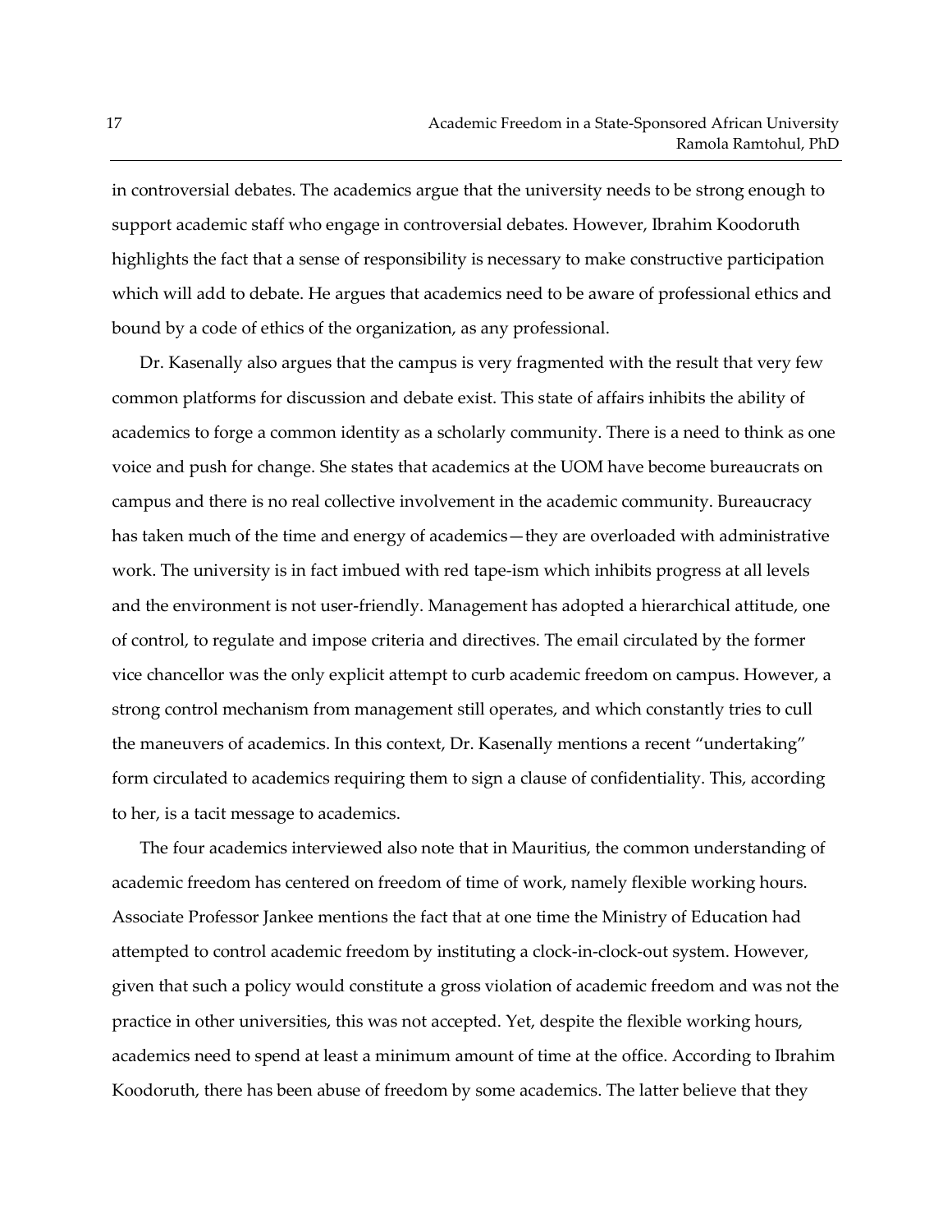in controversial debates. The academics argue that the university needs to be strong enough to support academic staff who engage in controversial debates. However, Ibrahim Koodoruth highlights the fact that a sense of responsibility is necessary to make constructive participation which will add to debate. He argues that academics need to be aware of professional ethics and bound by a code of ethics of the organization, as any professional.

Dr. Kasenally also argues that the campus is very fragmented with the result that very few common platforms for discussion and debate exist. This state of affairs inhibits the ability of academics to forge a common identity as a scholarly community. There is a need to think as one voice and push for change. She states that academics at the UOM have become bureaucrats on campus and there is no real collective involvement in the academic community. Bureaucracy has taken much of the time and energy of academics—they are overloaded with administrative work. The university is in fact imbued with red tape-ism which inhibits progress at all levels and the environment is not user-friendly. Management has adopted a hierarchical attitude, one of control, to regulate and impose criteria and directives. The email circulated by the former vice chancellor was the only explicit attempt to curb academic freedom on campus. However, a strong control mechanism from management still operates, and which constantly tries to cull the maneuvers of academics. In this context, Dr. Kasenally mentions a recent "undertaking" form circulated to academics requiring them to sign a clause of confidentiality. This, according to her, is a tacit message to academics.

The four academics interviewed also note that in Mauritius, the common understanding of academic freedom has centered on freedom of time of work, namely flexible working hours. Associate Professor Jankee mentions the fact that at one time the Ministry of Education had attempted to control academic freedom by instituting a clock-in-clock-out system. However, given that such a policy would constitute a gross violation of academic freedom and was not the practice in other universities, this was not accepted. Yet, despite the flexible working hours, academics need to spend at least a minimum amount of time at the office. According to Ibrahim Koodoruth, there has been abuse of freedom by some academics. The latter believe that they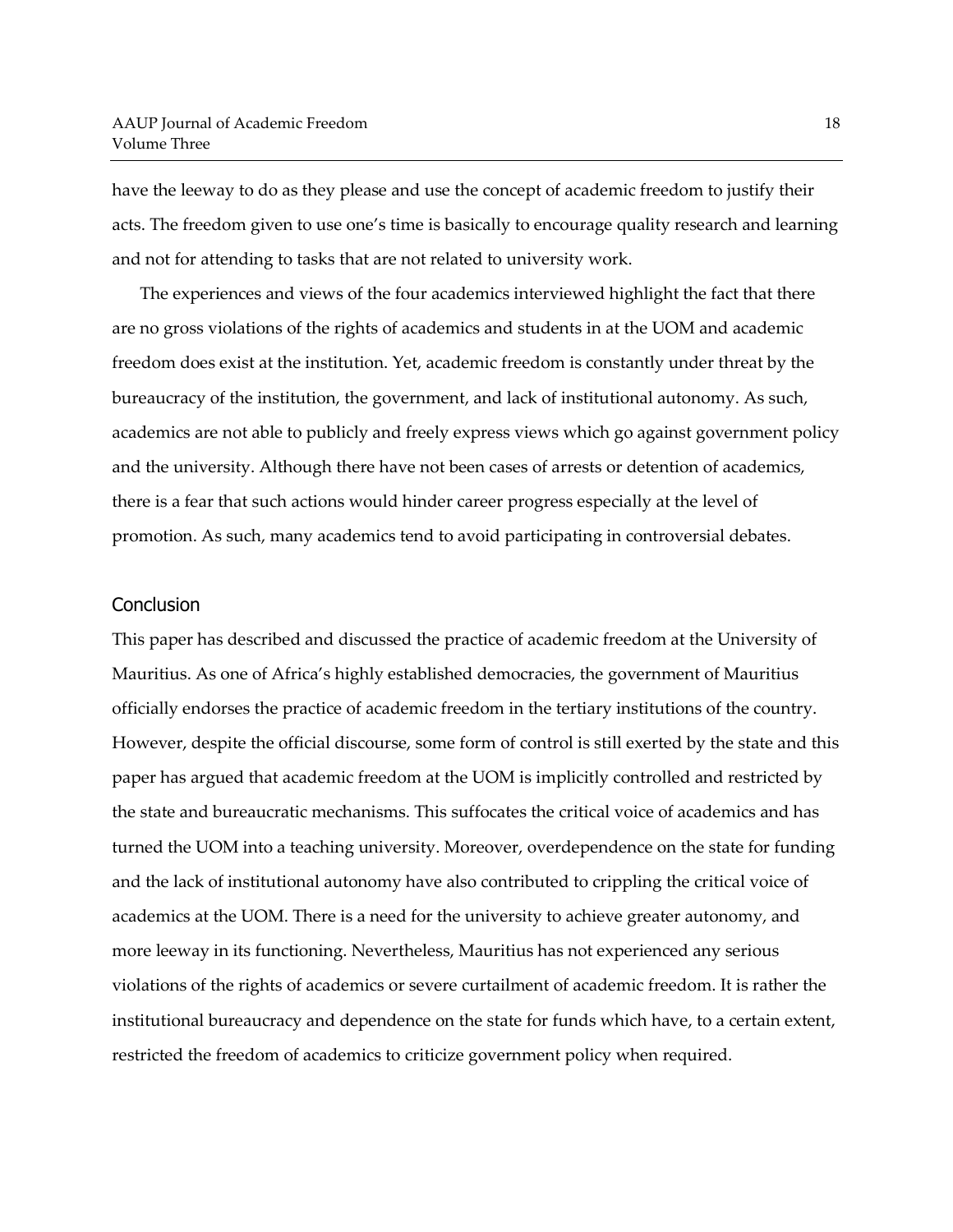have the leeway to do as they please and use the concept of academic freedom to justify their acts. The freedom given to use one's time is basically to encourage quality research and learning and not for attending to tasks that are not related to university work.

The experiences and views of the four academics interviewed highlight the fact that there are no gross violations of the rights of academics and students in at the UOM and academic freedom does exist at the institution. Yet, academic freedom is constantly under threat by the bureaucracy of the institution, the government, and lack of institutional autonomy. As such, academics are not able to publicly and freely express views which go against government policy and the university. Although there have not been cases of arrests or detention of academics, there is a fear that such actions would hinder career progress especially at the level of promotion. As such, many academics tend to avoid participating in controversial debates.

## Conclusion

This paper has described and discussed the practice of academic freedom at the University of Mauritius. As one of Africa's highly established democracies, the government of Mauritius officially endorses the practice of academic freedom in the tertiary institutions of the country. However, despite the official discourse, some form of control is still exerted by the state and this paper has argued that academic freedom at the UOM is implicitly controlled and restricted by the state and bureaucratic mechanisms. This suffocates the critical voice of academics and has turned the UOM into a teaching university. Moreover, overdependence on the state for funding and the lack of institutional autonomy have also contributed to crippling the critical voice of academics at the UOM. There is a need for the university to achieve greater autonomy, and more leeway in its functioning. Nevertheless, Mauritius has not experienced any serious violations of the rights of academics or severe curtailment of academic freedom. It is rather the institutional bureaucracy and dependence on the state for funds which have, to a certain extent, restricted the freedom of academics to criticize government policy when required.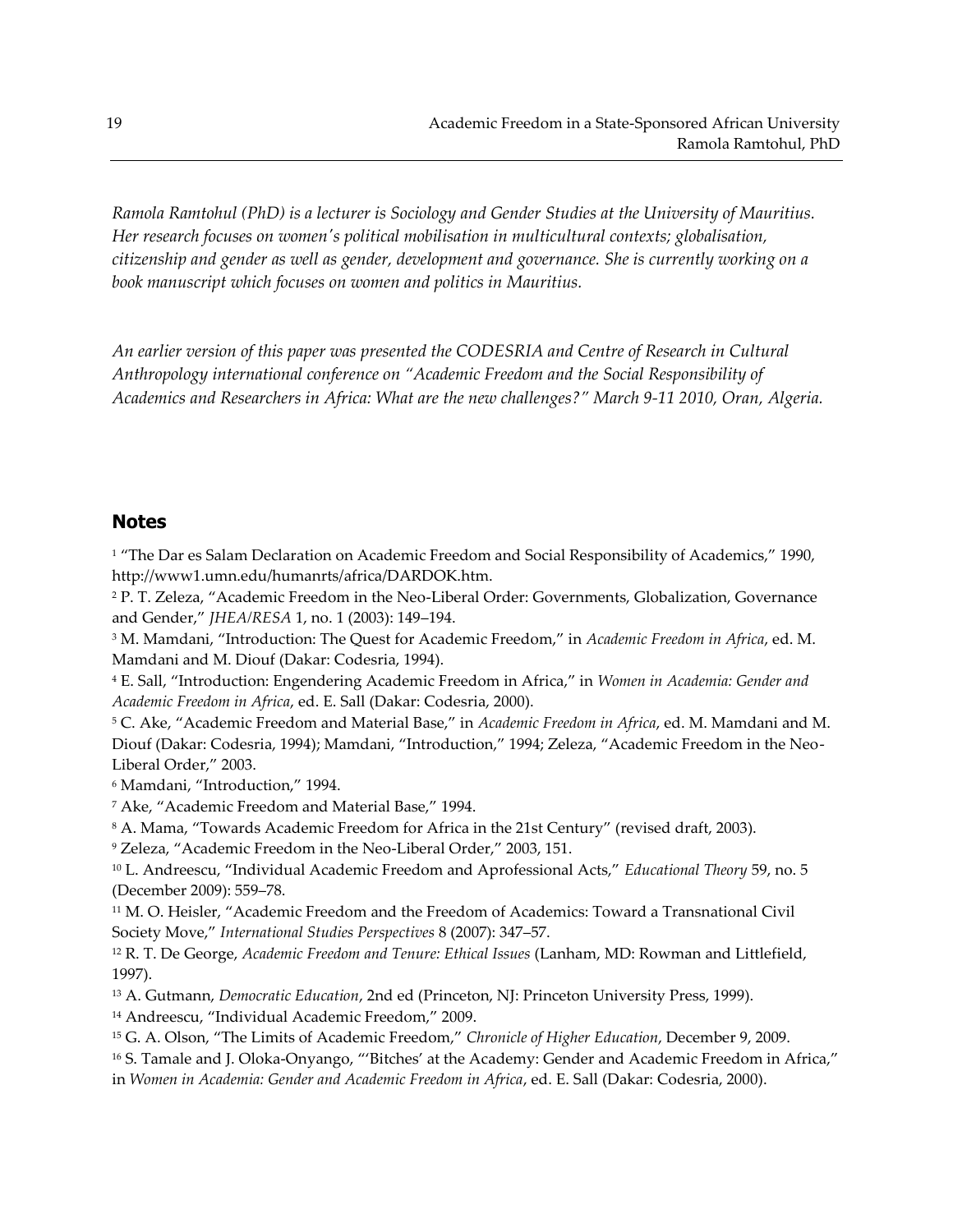*Ramola Ramtohul (PhD) is a lecturer is Sociology and Gender Studies at the University of Mauritius. Her research focuses on women's political mobilisation in multicultural contexts; globalisation, citizenship and gender as well as gender, development and governance. She is currently working on a book manuscript which focuses on women and politics in Mauritius.*

*An earlier version of this paper was presented the CODESRIA and Centre of Research in Cultural Anthropology international conference on "Academic Freedom and the Social Responsibility of Academics and Researchers in Africa: What are the new challenges?" March 9-11 2010, Oran, Algeria.*

## Notes

[1] "The Dar es Salam Declaration on Academic Freedom and Social Responsibility of Academics," 1990, http://www1.umn.edu/humanrts/africa/DARDOK.htm.

[2] P. T. Zeleza, "Academic Freedom in the Neo-Liberal Order: Governments, Globalization, Governance and Gender," *JHEA/RESA* 1, no. 1 (2003): 149–194.

[3] M. Mamdani, "Introduction: The Quest for Academic Freedom," in *Academic Freedom in Africa*, ed. M. Mamdani and M. Diouf (Dakar: Codesria, 1994).

[4] E. Sall, "Introduction: Engendering Academic Freedom in Africa," in *Women in Academia: Gender and Academic Freedom in Africa*, ed. E. Sall (Dakar: Codesria, 2000).

[5] C. Ake, "Academic Freedom and Material Base," in *Academic Freedom in Africa*, ed. M. Mamdani and M. Diouf (Dakar: Codesria, 1994); Mamdani, "Introduction," 1994; Zeleza, "Academic Freedom in the Neo-Liberal Order," 2003.

[6] Mamdani, "Introduction," 1994.

[7] Ake, "Academic Freedom and Material Base," 1994.

[8] A. Mama, "Towards Academic Freedom for Africa in the 21st Century" (revised draft, 2003).

[9] Zeleza, "Academic Freedom in the Neo-Liberal Order," 2003, 151.

[10] L. Andreescu, "Individual Academic Freedom and Aprofessional Acts," *Educational Theory* 59, no. 5 (December 2009): 559–78.

[11] M. O. Heisler, "Academic Freedom and the Freedom of Academics: Toward a Transnational Civil Society Move," *International Studies Perspectives* 8 (2007): 347–57.

[12] R. T. De George, *Academic Freedom and Tenure: Ethical Issues* (Lanham, MD: Rowman and Littlefield, 1997).

[13] A. Gutmann, *Democratic Education*, 2nd ed (Princeton, NJ: Princeton University Press, 1999).

[14] Andreescu, "Individual Academic Freedom," 2009.

[15] G. A. Olson, "The Limits of Academic Freedom," *Chronicle of Higher Education*, December 9, 2009.

[16] S. Tamale and J. Oloka-Onyango, "'Bitches' at the Academy: Gender and Academic Freedom in Africa," in *Women in Academia: Gender and Academic Freedom in Africa*, ed. E. Sall (Dakar: Codesria, 2000).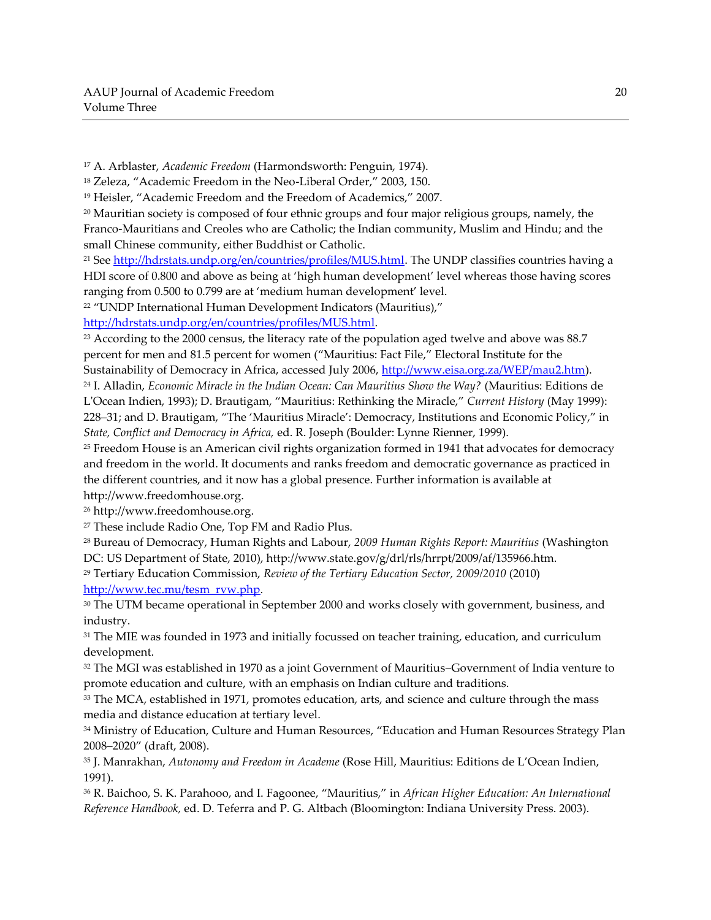[17] A. Arblaster, *Academic Freedom* (Harmondsworth: Penguin, 1974).

[18] Zeleza, "Academic Freedom in the Neo-Liberal Order," 2003, 150.

[19] Heisler, "Academic Freedom and the Freedom of Academics," 2007.

[20] Mauritian society is composed of four ethnic groups and four major religious groups, namely, the Franco-Mauritians and Creoles who are Catholic; the Indian community, Muslim and Hindu; and the small Chinese community, either Buddhist or Catholic.

[21] See http://hdrstats.undp.org/en/countries/profiles/MUS.html. The UNDP classifies countries having a HDI score of 0.800 and above as being at 'high human development' level whereas those having scores ranging from 0.500 to 0.799 are at 'medium human development' level.

[22] "UNDP International Human Development Indicators (Mauritius)," http://hdrstats.undp.org/en/countries/profiles/MUS.html.

[23] According to the 2000 census, the literacy rate of the population aged twelve and above was 88.7 percent for men and 81.5 percent for women ("Mauritius: Fact File," Electoral Institute for the Sustainability of Democracy in Africa, accessed July 2006, http://www.eisa.org.za/WEP/mau2.htm).

[24] I. Alladin, *Economic Miracle in the Indian Ocean: Can Mauritius Show the Way?* (Mauritius: Editions de L'Ocean Indien, 1993); D. Brautigam, "Mauritius: Rethinking the Miracle," *Current History* (May 1999): 228–31; and D. Brautigam, "The 'Mauritius Miracle': Democracy, Institutions and Economic Policy," in *State, Conflict and Democracy in Africa,* ed. R. Joseph (Boulder: Lynne Rienner, 1999).

[25] Freedom House is an American civil rights organization formed in 1941 that advocates for democracy and freedom in the world. It documents and ranks freedom and democratic governance as practiced in the different countries, and it now has a global presence. Further information is available at http://www.freedomhouse.org.

[26] http://www.freedomhouse.org.

[27] These include Radio One, Top FM and Radio Plus.

[28] Bureau of Democracy, Human Rights and Labour, *2009 Human Rights Report: Mauritius* (Washington DC: US Department of State, 2010), http://www.state.gov/g/drl/rls/hrrpt/2009/af/135966.htm.

[29] Tertiary Education Commission, *Review of the Tertiary Education Sector, 2009/2010* (2010) http://www.tec.mu/tesm_rvw.php.

[30] The UTM became operational in September 2000 and works closely with government, business, and industry.

[31] The MIE was founded in 1973 and initially focussed on teacher training, education, and curriculum development.

[32] The MGI was established in 1970 as a joint Government of Mauritius–Government of India venture to promote education and culture, with an emphasis on Indian culture and traditions.

[33] The MCA, established in 1971, promotes education, arts, and science and culture through the mass media and distance education at tertiary level.

[34] Ministry of Education, Culture and Human Resources, "Education and Human Resources Strategy Plan 2008–2020" (draft, 2008).

[35] J. Manrakhan, *Autonomy and Freedom in Academe* (Rose Hill, Mauritius: Editions de L'Ocean Indien, 1991).

[36] R. Baichoo, S. K. Parahooo, and I. Fagoonee, "Mauritius," in *African Higher Education: An International Reference Handbook,* ed. D. Teferra and P. G. Altbach (Bloomington: Indiana University Press. 2003).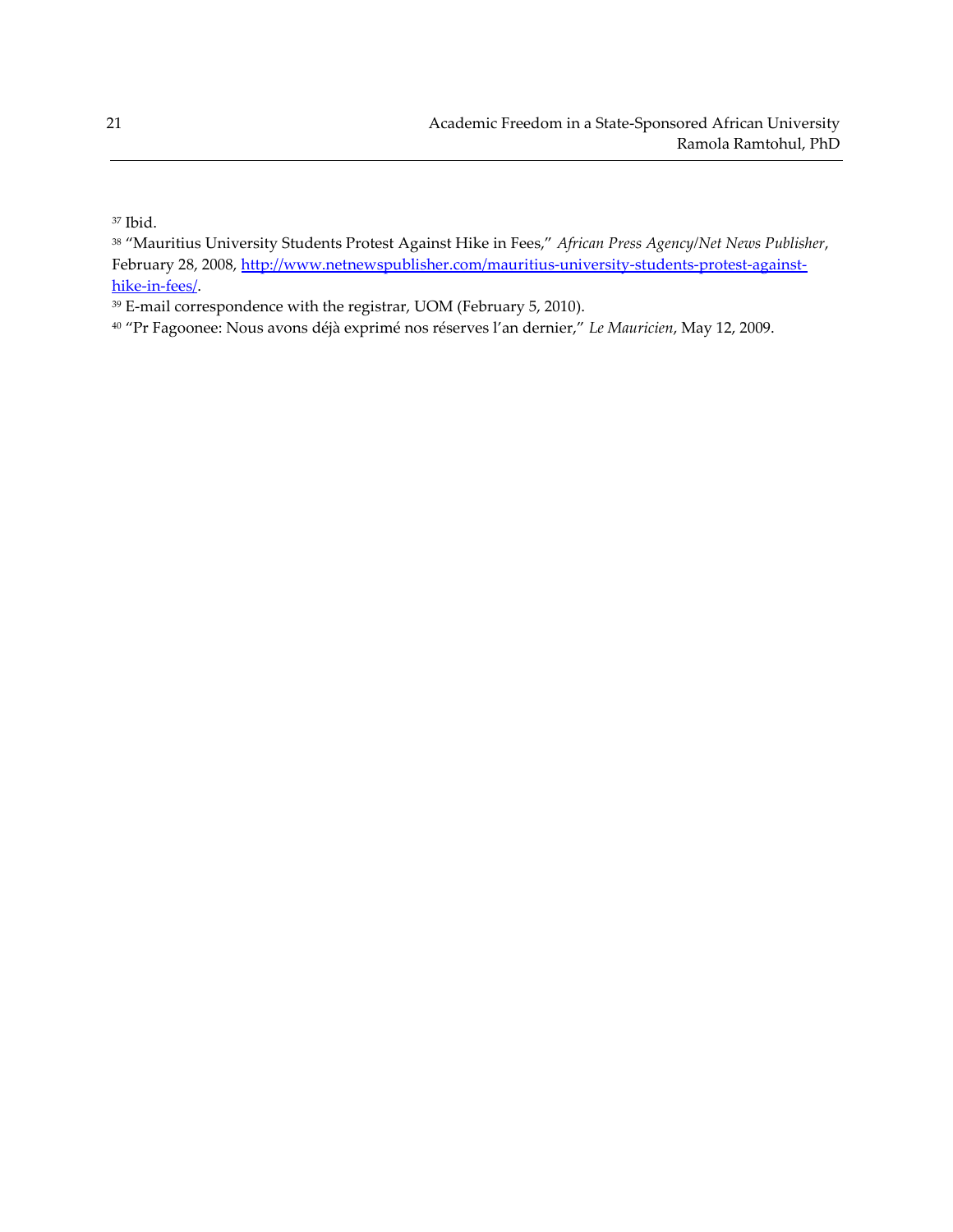[37] Ibid.

[38] "Mauritius University Students Protest Against Hike in Fees," *African Press Agency/Net News Publisher*, February 28, 2008, http://www.netnewspublisher.com/mauritius-university-students-protest-against-hike-in-fees/.

[39] E-mail correspondence with the registrar, UOM (February 5, 2010).

[40] "Pr Fagoonee: Nous avons déjà exprimé nos réserves l'an dernier," *Le Mauricien*, May 12, 2009.